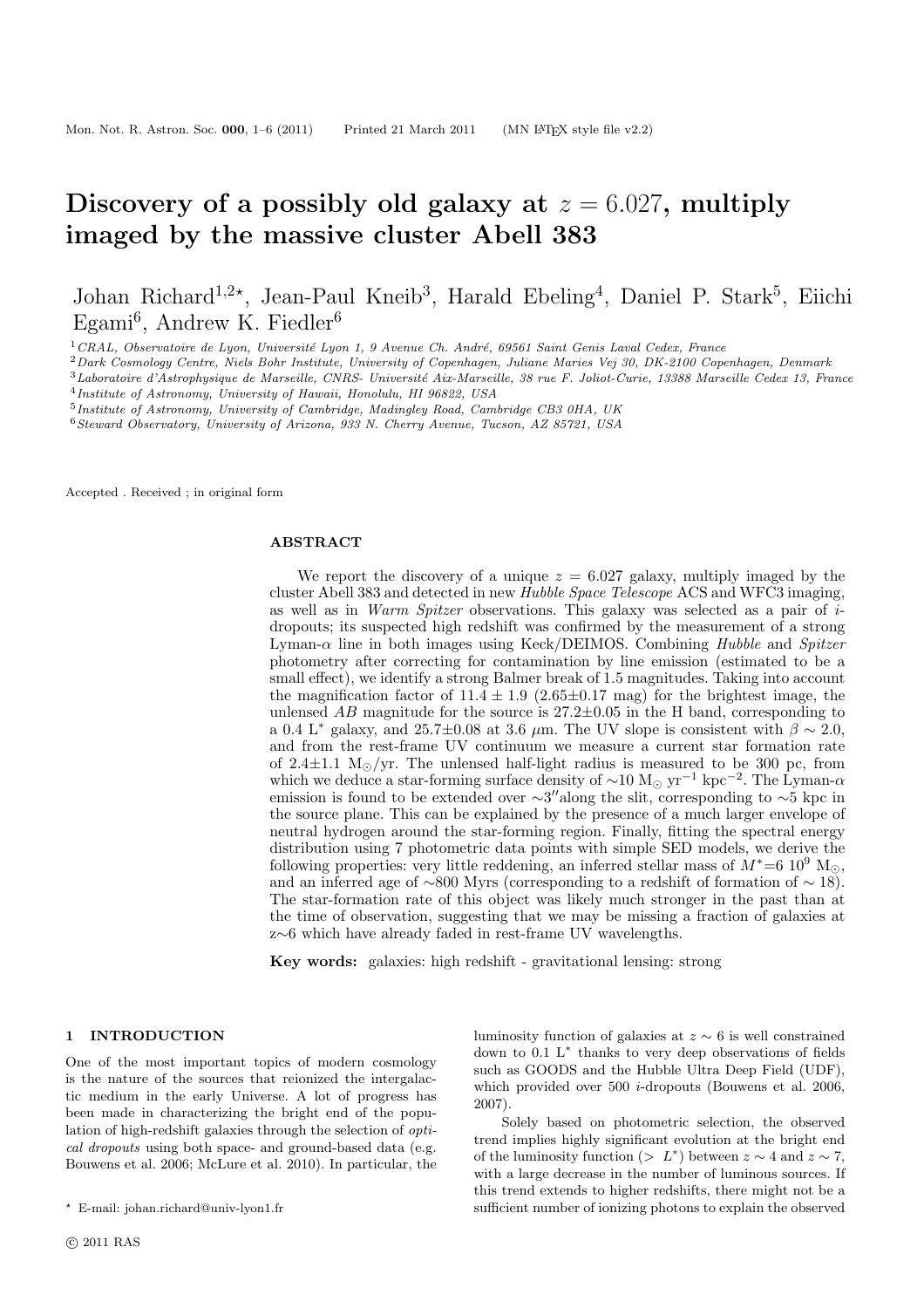# Discovery of a possibly old galaxy at $z = 6.027$, multiply imaged by the massive cluster Abell 383

Johan Richard[1,2⋆], Jean-Paul Kneib[3], Harald Ebeling[4], Daniel P. Stark[5], Eiichi Egami[6], Andrew K. Fiedler[6]

[1] CRAL, Observatoire de Lyon, Université Lyon 1, 9 Avenue Ch. André, 69561 Saint Genis Laval Cedex, France
[2] Dark Cosmology Centre, Niels Bohr Institute, University of Copenhagen, Juliane Maries Vej 30, DK-2100 Copenhagen, Denmark
[3] Laboratoire d'Astrophysique de Marseille, CNRS- Université Aix-Marseille, 38 rue F. Joliot-Curie, 13388 Marseille Cedex 13, France
[4] Institute of Astronomy, University of Hawaii, Honolulu, HI 96822, USA
[5] Institute of Astronomy, University of Cambridge, Madingley Road, Cambridge CB3 0HA, UK
[6] Steward Observatory, University of Arizona, 933 N. Cherry Avenue, Tucson, AZ 85721, USA

Accepted . Received ; in original form

## ABSTRACT

We report the discovery of a unique $z = 6.027$ galaxy, multiply imaged by the cluster Abell 383 and detected in new *Hubble Space Telescope* ACS and WFC3 imaging, as well as in *Warm Spitzer* observations. This galaxy was selected as a pair of *i*-dropouts; its suspected high redshift was confirmed by the measurement of a strong Lyman-$\alpha$ line in both images using Keck/DEIMOS. Combining *Hubble* and *Spitzer* photometry after correcting for contamination by line emission (estimated to be a small effect), we identify a strong Balmer break of 1.5 magnitudes. Taking into account the magnification factor of $11.4 \pm 1.9$ ($2.65\pm0.17$ mag) for the brightest image, the unlensed *AB* magnitude for the source is $27.2\pm0.05$ in the H band, corresponding to a 0.4 $L^*$ galaxy, and $25.7\pm0.08$ at 3.6 $\mu$m. The UV slope is consistent with $\beta \sim 2.0$, and from the rest-frame UV continuum we measure a current star formation rate of $2.4\pm1.1$ $M_\odot$/yr. The unlensed half-light radius is measured to be 300 pc, from which we deduce a star-forming surface density of $\sim$10 $M_\odot$ yr$^{-1}$ kpc$^{-2}$. The Lyman-$\alpha$ emission is found to be extended over $\sim$3″along the slit, corresponding to $\sim$5 kpc in the source plane. This can be explained by the presence of a much larger envelope of neutral hydrogen around the star-forming region. Finally, fitting the spectral energy distribution using 7 photometric data points with simple SED models, we derive the following properties: very little reddening, an inferred stellar mass of $M^*$=6 $10^9$ $M_\odot$, and an inferred age of $\sim$800 Myrs (corresponding to a redshift of formation of $\sim$ 18). The star-formation rate of this object was likely much stronger in the past than at the time of observation, suggesting that we may be missing a fraction of galaxies at z$\sim$6 which have already faded in rest-frame UV wavelengths.

**Key words:** galaxies: high redshift - gravitational lensing: strong

## 1 INTRODUCTION

One of the most important topics of modern cosmology is the nature of the sources that reionized the intergalactic medium in the early Universe. A lot of progress has been made in characterizing the bright end of the population of high-redshift galaxies through the selection of *optical dropouts* using both space- and ground-based data (e.g. Bouwens et al. 2006; McLure et al. 2010). In particular, the luminosity function of galaxies at $z \sim 6$ is well constrained down to 0.1 $L^*$ thanks to very deep observations of fields such as GOODS and the Hubble Ultra Deep Field (UDF), which provided over 500 *i*-dropouts (Bouwens et al. 2006, 2007).

Solely based on photometric selection, the observed trend implies highly significant evolution at the bright end of the luminosity function ($> L^*$) between $z \sim 4$ and $z \sim 7$, with a large decrease in the number of luminous sources. If this trend extends to higher redshifts, there might not be a sufficient number of ionizing photons to explain the observed

⋆ E-mail: johan.richard@univ-lyon1.fr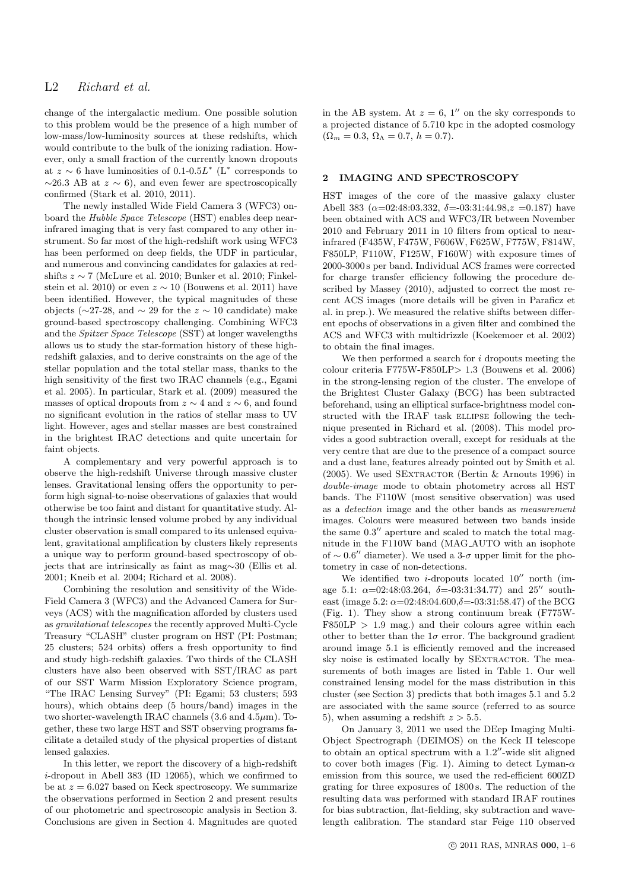change of the intergalactic medium. One possible solution to this problem would be the presence of a high number of low-mass/low-luminosity sources at these redshifts, which would contribute to the bulk of the ionizing radiation. However, only a small fraction of the currently known dropouts at $z \sim 6$ have luminosities of 0.1-0.5$L^*$ ($L^*$ corresponds to $\sim$26.3 AB at $z \sim 6$), and even fewer are spectroscopically confirmed (Stark et al. 2010, 2011).

The newly installed Wide Field Camera 3 (WFC3) onboard the *Hubble Space Telescope* (HST) enables deep near-infrared imaging that is very fast compared to any other instrument. So far most of the high-redshift work using WFC3 has been performed on deep fields, the UDF in particular, and numerous and convincing candidates for galaxies at redshifts $z \sim 7$ (McLure et al. 2010; Bunker et al. 2010; Finkelstein et al. 2010) or even $z \sim 10$ (Bouwens et al. 2011) have been identified. However, the typical magnitudes of these objects ($\sim$27-28, and $\sim$ 29 for the $z \sim 10$ candidate) make ground-based spectroscopy challenging. Combining WFC3 and the *Spitzer Space Telescope* (SST) at longer wavelengths allows us to study the star-formation history of these high-redshift galaxies, and to derive constraints on the age of the stellar population and the total stellar mass, thanks to the high sensitivity of the first two IRAC channels (e.g., Egami et al. 2005). In particular, Stark et al. (2009) measured the masses of optical dropouts from $z \sim 4$ and $z \sim 6$, and found no significant evolution in the ratios of stellar mass to UV light. However, ages and stellar masses are best constrained in the brightest IRAC detections and quite uncertain for faint objects.

A complementary and very powerful approach is to observe the high-redshift Universe through massive cluster lenses. Gravitational lensing offers the opportunity to perform high signal-to-noise observations of galaxies that would otherwise be too faint and distant for quantitative study. Although the intrinsic lensed volume probed by any individual cluster observation is small compared to its unlensed equivalent, gravitational amplification by clusters likely represents a unique way to perform ground-based spectroscopy of objects that are intrinsically as faint as mag$\sim$30 (Ellis et al. 2001; Kneib et al. 2004; Richard et al. 2008).

Combining the resolution and sensitivity of the Wide-Field Camera 3 (WFC3) and the Advanced Camera for Surveys (ACS) with the magnification afforded by clusters used as *gravitational telescopes* the recently approved Multi-Cycle Treasury "CLASH" cluster program on HST (PI: Postman; 25 clusters; 524 orbits) offers a fresh opportunity to find and study high-redshift galaxies. Two thirds of the CLASH clusters have also been observed with SST/IRAC as part of our SST Warm Mission Exploratory Science program, "The IRAC Lensing Survey" (PI: Egami; 53 clusters; 593 hours), which obtains deep (5 hours/band) images in the two shorter-wavelength IRAC channels (3.6 and 4.5$\mu$m). Together, these two large HST and SST observing programs facilitate a detailed study of the physical properties of distant lensed galaxies.

In this letter, we report the discovery of a high-redshift $i$-dropout in Abell 383 (ID 12065), which we confirmed to be at $z = 6.027$ based on Keck spectroscopy. We summarize the observations performed in Section 2 and present results of our photometric and spectroscopic analysis in Section 3. Conclusions are given in Section 4. Magnitudes are quoted in the AB system. At $z = 6$, 1$''$ on the sky corresponds to a projected distance of 5.710 kpc in the adopted cosmology ($\Omega_m = 0.3$, $\Omega_\Lambda = 0.7$, $h = 0.7$).

## 2 IMAGING AND SPECTROSCOPY

HST images of the core of the massive galaxy cluster Abell 383 ($\alpha$=02:48:03.332, $\delta$=-03:31:44.98,$z$ =0.187) have been obtained with ACS and WFC3/IR between November 2010 and February 2011 in 10 filters from optical to near-infrared (F435W, F475W, F606W, F625W, F775W, F814W, F850LP, F110W, F125W, F160W) with exposure times of 2000-3000 s per band. Individual ACS frames were corrected for charge transfer efficiency following the procedure described by Massey (2010), adjusted to correct the most recent ACS images (more details will be given in Paraficz et al. in prep.). We measured the relative shifts between different epochs of observations in a given filter and combined the ACS and WFC3 with multidrizzle (Koekemoer et al. 2002) to obtain the final images.

We then performed a search for $i$ dropouts meeting the colour criteria F775W-F850LP$>$ 1.3 (Bouwens et al. 2006) in the strong-lensing region of the cluster. The envelope of the Brightest Cluster Galaxy (BCG) has been subtracted beforehand, using an elliptical surface-brightness model constructed with the IRAF task ELLIPSE following the technique presented in Richard et al. (2008). This model provides a good subtraction overall, except for residuals at the very centre that are due to the presence of a compact source and a dust lane, features already pointed out by Smith et al. (2005). We used SEXTRACTOR (Bertin & Arnouts 1996) in *double-image* mode to obtain photometry across all HST bands. The F110W (most sensitive observation) was used as a *detection* image and the other bands as *measurement* images. Colours were measured between two bands inside the same 0.3$''$ aperture and scaled to match the total magnitude in the F110W band (MAG_AUTO with an isophote of $\sim$ 0.6$''$ diameter). We used a 3-$\sigma$ upper limit for the photometry in case of non-detections.

We identified two $i$-dropouts located 10$''$ north (image 5.1: $\alpha$=02:48:03.264, $\delta$=-03:31:34.77) and 25$''$ southeast (image 5.2: $\alpha$=02:48:04.600,$\delta$=-03:31:58.47) of the BCG (Fig. 1). They show a strong continuum break (F775W-F850LP $>$ 1.9 mag.) and their colours agree within each other to better than the 1$\sigma$ error. The background gradient around image 5.1 is efficiently removed and the increased sky noise is estimated locally by SEXTRACTOR. The measurements of both images are listed in Table 1. Our well constrained lensing model for the mass distribution in this cluster (see Section 3) predicts that both images 5.1 and 5.2 are associated with the same source (referred to as source 5), when assuming a redshift $z > 5.5$.

On January 3, 2011 we used the DEep Imaging Multi-Object Spectrograph (DEIMOS) on the Keck II telescope to obtain an optical spectrum with a 1.2$''$-wide slit aligned to cover both images (Fig. 1). Aiming to detect Lyman-$\alpha$ emission from this source, we used the red-efficient 600ZD grating for three exposures of 1800 s. The reduction of the resulting data was performed with standard IRAF routines for bias subtraction, flat-fielding, sky subtraction and wavelength calibration. The standard star Feige 110 observed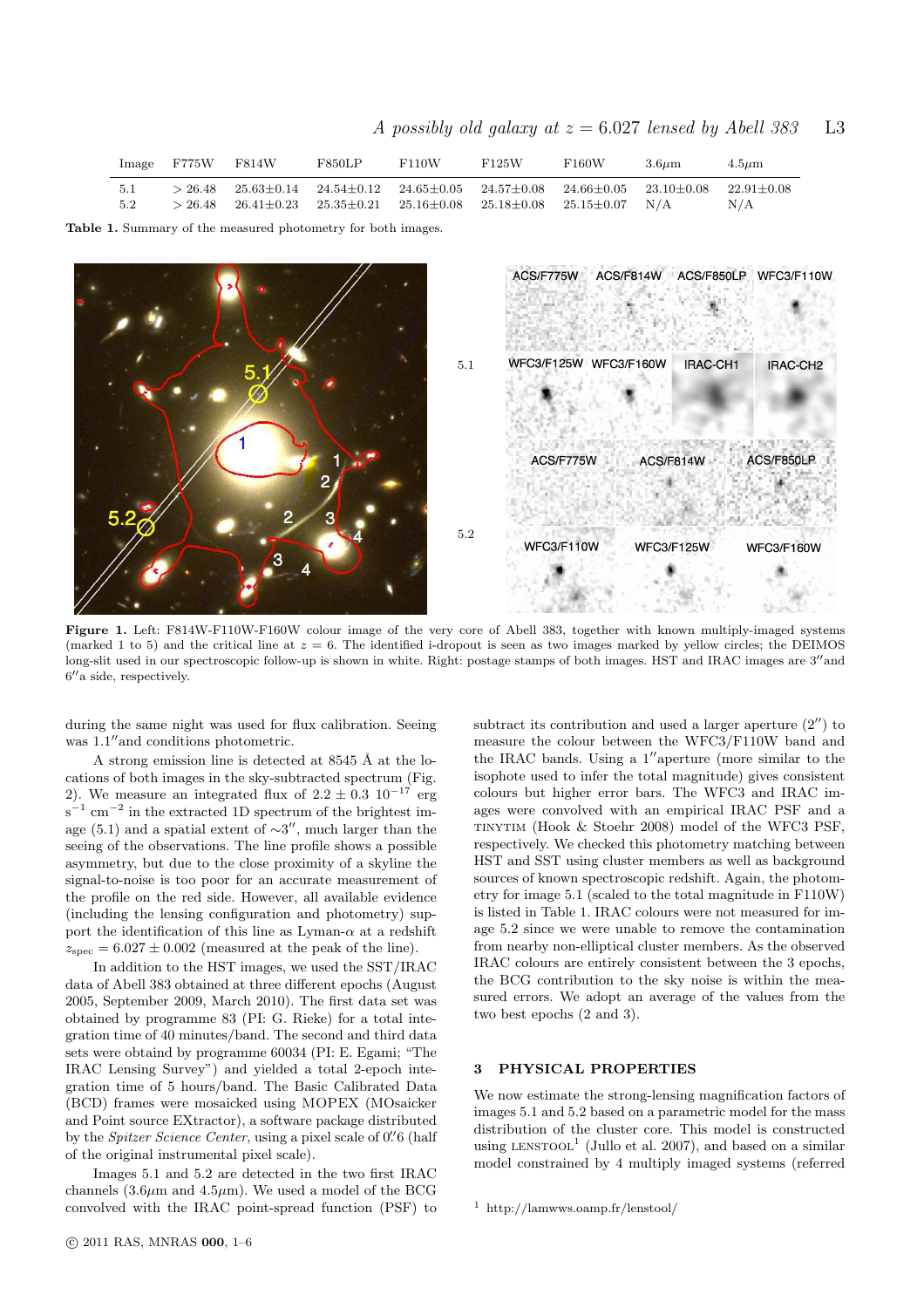| Image | F775W | F814W | F850LP | F110W | F125W | F160W | 3.6$\mu$m | 4.5$\mu$m |
|---|---|---|---|---|---|---|---|---|
| 5.1 | > 26.48 | 25.63±0.14 | 24.54±0.12 | 24.65±0.05 | 24.57±0.08 | 24.66±0.05 | 23.10±0.08 | 22.91±0.08 |
| 5.2 | > 26.48 | 26.41±0.23 | 25.35±0.21 | 25.16±0.08 | 25.18±0.08 | 25.15±0.07 | N/A | N/A |

**Table 1.** Summary of the measured photometry for both images.

**Figure 1.** Left: F814W-F110W-F160W colour image of the very core of Abell 383, together with known multiply-imaged systems (marked 1 to 5) and the critical line at $z = 6$. The identified i-dropout is seen as two images marked by yellow circles; the DEIMOS long-slit used in our spectroscopic follow-up is shown in white. Right: postage stamps of both images. HST and IRAC images are 3″and 6″a side, respectively.

during the same night was used for flux calibration. Seeing was 1.1″and conditions photometric.

A strong emission line is detected at 8545 Å at the locations of both images in the sky-subtracted spectrum (Fig. 2). We measure an integrated flux of $2.2 \pm 0.3\ 10^{-17}$ erg s$^{-1}$ cm$^{-2}$ in the extracted 1D spectrum of the brightest image (5.1) and a spatial extent of ∼3″, much larger than the seeing of the observations. The line profile shows a possible asymmetry, but due to the close proximity of a skyline the signal-to-noise is too poor for an accurate measurement of the profile on the red side. However, all available evidence (including the lensing configuration and photometry) support the identification of this line as Lyman-α at a redshift $z_{\rm spec} = 6.027 \pm 0.002$ (measured at the peak of the line).

In addition to the HST images, we used the SST/IRAC data of Abell 383 obtained at three different epochs (August 2005, September 2009, March 2010). The first data set was obtained by programme 83 (PI: G. Rieke) for a total integration time of 40 minutes/band. The second and third data sets were obtaind by programme 60034 (PI: E. Egami; "The IRAC Lensing Survey") and yielded a total 2-epoch integration time of 5 hours/band. The Basic Calibrated Data (BCD) frames were mosaicked using MOPEX (MOsaicker and Point source EXtractor), a software package distributed by the *Spitzer Science Center*, using a pixel scale of 0.″6 (half of the original instrumental pixel scale).

Images 5.1 and 5.2 are detected in the two first IRAC channels (3.6$\mu$m and 4.5$\mu$m). We used a model of the BCG convolved with the IRAC point-spread function (PSF) to subtract its contribution and used a larger aperture (2″) to measure the colour between the WFC3/F110W band and the IRAC bands. Using a 1″aperture (more similar to the isophote used to infer the total magnitude) gives consistent colours but higher error bars. The WFC3 and IRAC images were convolved with an empirical IRAC PSF and a TINYTIM (Hook & Stoehr 2008) model of the WFC3 PSF, respectively. We checked this photometry matching between HST and SST using cluster members as well as background sources of known spectroscopic redshift. Again, the photometry for image 5.1 (scaled to the total magnitude in F110W) is listed in Table 1. IRAC colours were not measured for image 5.2 since we were unable to remove the contamination from nearby non-elliptical cluster members. As the observed IRAC colours are entirely consistent between the 3 epochs, the BCG contribution to the sky noise is within the measured errors. We adopt an average of the values from the two best epochs (2 and 3).

## 3 PHYSICAL PROPERTIES

We now estimate the strong-lensing magnification factors of images 5.1 and 5.2 based on a parametric model for the mass distribution of the cluster core. This model is constructed using LENSTOOL[1] (Jullo et al. 2007), and based on a similar model constrained by 4 multiply imaged systems (referred

[1] http://lamwws.oamp.fr/lenstool/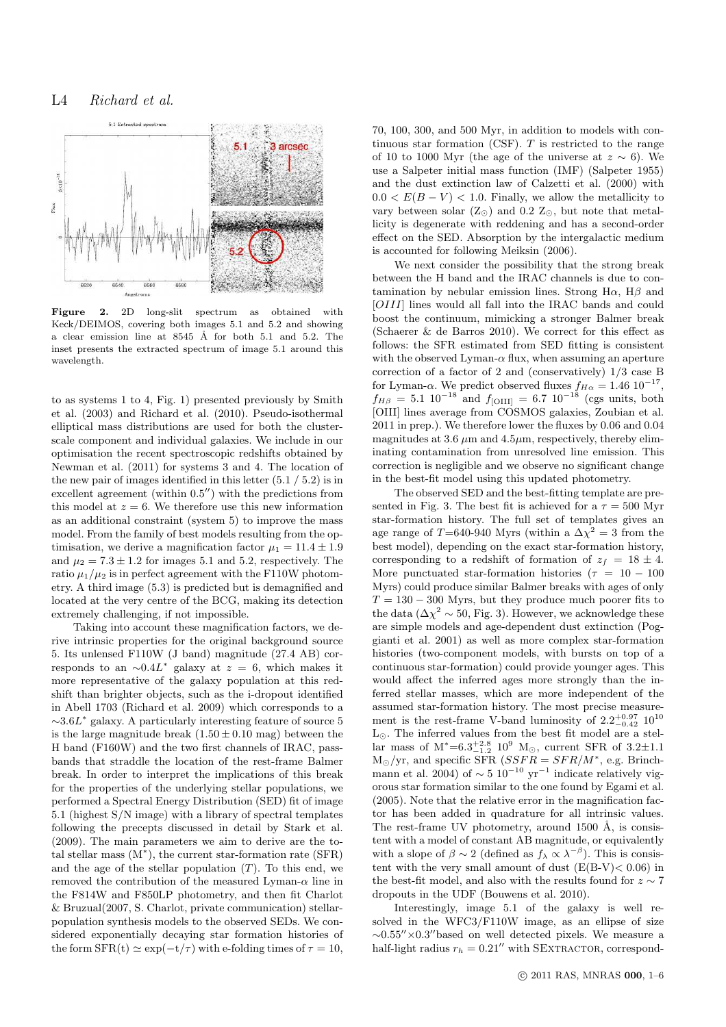**Figure 2.** 2D long-slit spectrum as obtained with Keck/DEIMOS, covering both images 5.1 and 5.2 and showing a clear emission line at 8545 Å for both 5.1 and 5.2. The inset presents the extracted spectrum of image 5.1 around this wavelength.

to as systems 1 to 4, Fig. 1) presented previously by Smith et al. (2003) and Richard et al. (2010). Pseudo-isothermal elliptical mass distributions are used for both the cluster-scale component and individual galaxies. We include in our optimisation the recent spectroscopic redshifts obtained by Newman et al. (2011) for systems 3 and 4. The location of the new pair of images identified in this letter (5.1 / 5.2) is in excellent agreement (within 0.5″) with the predictions from this model at $z = 6$. We therefore use this new information as an additional constraint (system 5) to improve the mass model. From the family of best models resulting from the optimisation, we derive a magnification factor $\mu_1 = 11.4 \pm 1.9$ and $\mu_2 = 7.3 \pm 1.2$ for images 5.1 and 5.2, respectively. The ratio $\mu_1/\mu_2$ is in perfect agreement with the F110W photometry. A third image (5.3) is predicted but is demagnified and located at the very centre of the BCG, making its detection extremely challenging, if not impossible.

Taking into account these magnification factors, we derive intrinsic properties for the original background source 5. Its unlensed F110W (J band) magnitude (27.4 AB) corresponds to an $\sim 0.4L^*$ galaxy at $z = 6$, which makes it more representative of the galaxy population at this redshift than brighter objects, such as the i-dropout identified in Abell 1703 (Richard et al. 2009) which corresponds to a $\sim 3.6L^*$ galaxy. A particularly interesting feature of source 5 is the large magnitude break ($1.50 \pm 0.10$ mag) between the H band (F160W) and the two first channels of IRAC, passbands that straddle the location of the rest-frame Balmer break. In order to interpret the implications of this break for the properties of the underlying stellar populations, we performed a Spectral Energy Distribution (SED) fit of image 5.1 (highest S/N image) with a library of spectral templates following the precepts discussed in detail by Stark et al. (2009). The main parameters we aim to derive are the total stellar mass ($M^*$), the current star-formation rate (SFR) and the age of the stellar population ($T$). To this end, we removed the contribution of the measured Lyman-$\alpha$ line in the F814W and F850LP photometry, and then fit Charlot & Bruzual(2007, S. Charlot, private communication) stellar-population synthesis models to the observed SEDs. We considered exponentially decaying star formation histories of the form $\mathrm{SFR(t)} \simeq \exp(-t/\tau)$ with e-folding times of $\tau = 10$, 70, 100, 300, and 500 Myr, in addition to models with continuous star formation (CSF). $T$ is restricted to the range of 10 to 1000 Myr (the age of the universe at $z \sim 6$). We use a Salpeter initial mass function (IMF) (Salpeter 1955) and the dust extinction law of Calzetti et al. (2000) with $0.0 < E(B-V) < 1.0$. Finally, we allow the metallicity to vary between solar ($Z_\odot$) and 0.2 $Z_\odot$, but note that metallicity is degenerate with reddening and has a second-order effect on the SED. Absorption by the intergalactic medium is accounted for following Meiksin (2006).

We next consider the possibility that the strong break between the H band and the IRAC channels is due to contamination by nebular emission lines. Strong H$\alpha$, H$\beta$ and $[OIII]$ lines would all fall into the IRAC bands and could boost the continuum, mimicking a stronger Balmer break (Schaerer & de Barros 2010). We correct for this effect as follows: the SFR estimated from SED fitting is consistent with the observed Lyman-$\alpha$ flux, when assuming an aperture correction of a factor of 2 and (conservatively) 1/3 case B for Lyman-$\alpha$. We predict observed fluxes $f_{H\alpha} = 1.46\ 10^{-17}$, $f_{H\beta} = 5.1\ 10^{-18}$ and $f_{[\mathrm{OIII}]} = 6.7\ 10^{-18}$ (cgs units, both [OIII] lines average from COSMOS galaxies, Zoubian et al. 2011 in prep.). We therefore lower the fluxes by 0.06 and 0.04 magnitudes at 3.6 $\mu$m and 4.5$\mu$m, respectively, thereby eliminating contamination from unresolved line emission. This correction is negligible and we observe no significant change in the best-fit model using this updated photometry.

The observed SED and the best-fitting template are presented in Fig. 3. The best fit is achieved for a $\tau = 500$ Myr star-formation history. The full set of templates gives an age range of $T$=640-940 Myrs (within a $\Delta\chi^2 = 3$ from the best model), depending on the exact star-formation history, corresponding to a redshift of formation of $z_f = 18 \pm 4$. More punctuated star-formation histories ($\tau = 10 - 100$ Myrs) could produce similar Balmer breaks with ages of only $T = 130 - 300$ Myrs, but they produce much poorer fits to the data ($\Delta\chi^2 \sim 50$, Fig. 3). However, we acknowledge these are simple models and age-dependent dust extinction (Poggianti et al. 2001) as well as more complex star-formation histories (two-component models, with bursts on top of a continuous star-formation) could provide younger ages. This would affect the inferred ages more strongly than the inferred stellar masses, which are more independent of the assumed star-formation history. The most precise measurement is the rest-frame V-band luminosity of $2.2^{+0.97}_{-0.42}\ 10^{10}$ $L_\odot$. The inferred values from the best fit model are a stellar mass of $M^*=6.3^{+2.8}_{-1.2}\ 10^9$ $M_\odot$, current SFR of $3.2\pm1.1$ $M_\odot$/yr, and specific SFR ($SSFR = SFR/M^*$, e.g. Brinchmann et al. 2004) of $\sim 5\ 10^{-10}$ yr$^{-1}$ indicate relatively vigorous star formation similar to the one found by Egami et al. (2005). Note that the relative error in the magnification factor has been added in quadrature for all intrinsic values. The rest-frame UV photometry, around 1500 Å, is consistent with a model of constant AB magnitude, or equivalently with a slope of $\beta \sim 2$ (defined as $f_\lambda \propto \lambda^{-\beta}$). This is consistent with the very small amount of dust (E(B-V)$< 0.06$) in the best-fit model, and also with the results found for $z \sim 7$ dropouts in the UDF (Bouwens et al. 2010).

Interestingly, image 5.1 of the galaxy is well resolved in the WFC3/F110W image, as an ellipse of size $\sim$0.55″×0.3″based on well detected pixels. We measure a half-light radius $r_h = 0.21''$ with SExtractor, correspond-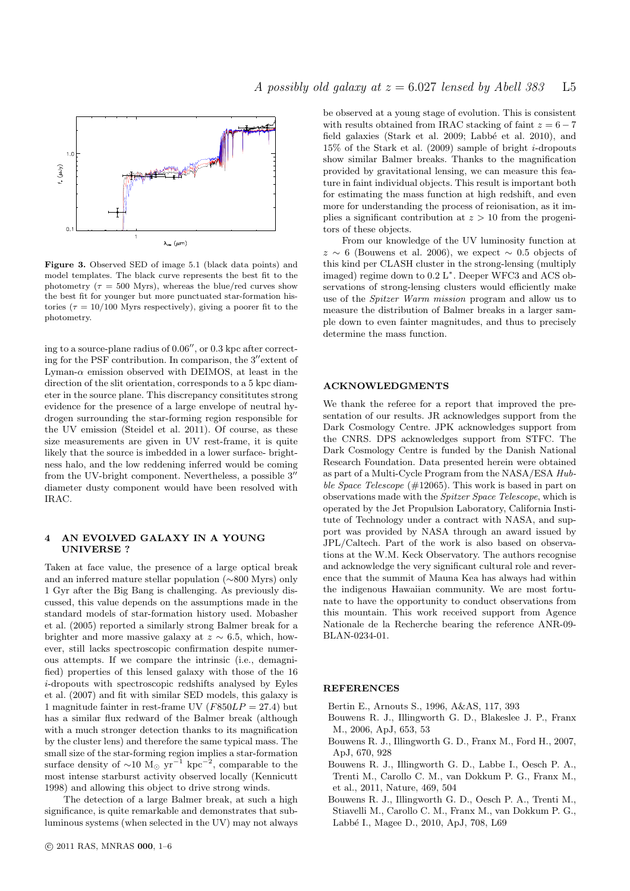**Figure 3.** Observed SED of image 5.1 (black data points) and model templates. The black curve represents the best fit to the photometry ($\tau$ = 500 Myrs), whereas the blue/red curves show the best fit for younger but more punctuated star-formation histories ($\tau$ = 10/100 Myrs respectively), giving a poorer fit to the photometry.

ing to a source-plane radius of 0.06″, or 0.3 kpc after correcting for the PSF contribution. In comparison, the 3″extent of Lyman-$\alpha$ emission observed with DEIMOS, at least in the direction of the slit orientation, corresponds to a 5 kpc diameter in the source plane. This discrepancy consititutes strong evidence for the presence of a large envelope of neutral hydrogen surrounding the star-forming region responsible for the UV emission (Steidel et al. 2011). Of course, as these size measurements are given in UV rest-frame, it is quite likely that the source is imbedded in a lower surface- brightness halo, and the low reddening inferred would be coming from the UV-bright component. Nevertheless, a possible 3″ diameter dusty component would have been resolved with IRAC.

## 4 AN EVOLVED GALAXY IN A YOUNG UNIVERSE ?

Taken at face value, the presence of a large optical break and an inferred mature stellar population (∼800 Myrs) only 1 Gyr after the Big Bang is challenging. As previously discussed, this value depends on the assumptions made in the standard models of star-formation history used. Mobasher et al. (2005) reported a similarly strong Balmer break for a brighter and more massive galaxy at $z \sim 6.5$, which, however, still lacks spectroscopic confirmation despite numerous attempts. If we compare the intrinsic (i.e., demagnified) properties of this lensed galaxy with those of the 16 $i$-dropouts with spectroscopic redshifts analysed by Eyles et al. (2007) and fit with similar SED models, this galaxy is 1 magnitude fainter in rest-frame UV ($F850LP = 27.4$) but has a similar flux redward of the Balmer break (although with a much stronger detection thanks to its magnification by the cluster lens) and therefore the same typical mass. The small size of the star-forming region implies a star-formation surface density of $\sim$10 $\mathrm{M_\odot\ yr^{-1}\ kpc^{-2}}$, comparable to the most intense starburst activity observed locally (Kennicutt 1998) and allowing this object to drive strong winds.

The detection of a large Balmer break, at such a high significance, is quite remarkable and demonstrates that subluminous systems (when selected in the UV) may not always be observed at a young stage of evolution. This is consistent with results obtained from IRAC stacking of faint $z = 6-7$ field galaxies (Stark et al. 2009; Labbé et al. 2010), and 15% of the Stark et al. (2009) sample of bright $i$-dropouts show similar Balmer breaks. Thanks to the magnification provided by gravitational lensing, we can measure this feature in faint individual objects. This result is important both for estimating the mass function at high redshift, and even more for understanding the process of reionisation, as it implies a significant contribution at $z > 10$ from the progenitors of these objects.

From our knowledge of the UV luminosity function at $z \sim 6$ (Bouwens et al. 2006), we expect ∼ 0.5 objects of this kind per CLASH cluster in the strong-lensing (multiply imaged) regime down to 0.2 $L^*$. Deeper WFC3 and ACS observations of strong-lensing clusters would efficiently make use of the *Spitzer Warm mission* program and allow us to measure the distribution of Balmer breaks in a larger sample down to even fainter magnitudes, and thus to precisely determine the mass function.

## ACKNOWLEDGMENTS

We thank the referee for a report that improved the presentation of our results. JR acknowledges support from the Dark Cosmology Centre. JPK acknowledges support from the CNRS. DPS acknowledges support from STFC. The Dark Cosmology Centre is funded by the Danish National Research Foundation. Data presented herein were obtained as part of a Multi-Cycle Program from the NASA/ESA *Hubble Space Telescope* (#12065). This work is based in part on observations made with the *Spitzer Space Telescope*, which is operated by the Jet Propulsion Laboratory, California Institute of Technology under a contract with NASA, and support was provided by NASA through an award issued by JPL/Caltech. Part of the work is also based on observations at the W.M. Keck Observatory. The authors recognise and acknowledge the very significant cultural role and reverence that the summit of Mauna Kea has always had within the indigenous Hawaiian community. We are most fortunate to have the opportunity to conduct observations from this mountain. This work received support from Agence Nationale de la Recherche bearing the reference ANR-09-BLAN-0234-01.

## REFERENCES

Bertin E., Arnouts S., 1996, A&AS, 117, 393

Bouwens R. J., Illingworth G. D., Blakeslee J. P., Franx M., 2006, ApJ, 653, 53

Bouwens R. J., Illingworth G. D., Franx M., Ford H., 2007, ApJ, 670, 928

Bouwens R. J., Illingworth G. D., Labbe I., Oesch P. A., Trenti M., Carollo C. M., van Dokkum P. G., Franx M., et al., 2011, Nature, 469, 504

Bouwens R. J., Illingworth G. D., Oesch P. A., Trenti M., Stiavelli M., Carollo C. M., Franx M., van Dokkum P. G., Labbé I., Magee D., 2010, ApJ, 708, L69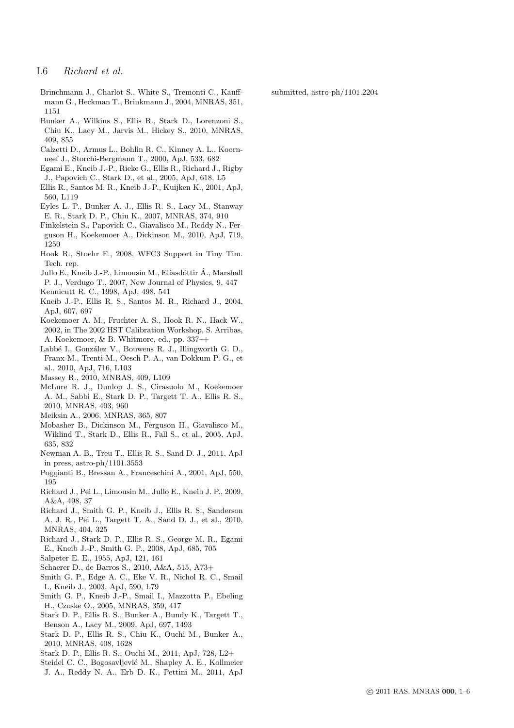Brinchmann J., Charlot S., White S., Tremonti C., Kauffmann G., Heckman T., Brinkmann J., 2004, MNRAS, 351, 1151

Bunker A., Wilkins S., Ellis R., Stark D., Lorenzoni S., Chiu K., Lacy M., Jarvis M., Hickey S., 2010, MNRAS, 409, 855

Calzetti D., Armus L., Bohlin R. C., Kinney A. L., Koornneef J., Storchi-Bergmann T., 2000, ApJ, 533, 682

Egami E., Kneib J.-P., Rieke G., Ellis R., Richard J., Rigby J., Papovich C., Stark D., et al., 2005, ApJ, 618, L5

Ellis R., Santos M. R., Kneib J.-P., Kuijken K., 2001, ApJ, 560, L119

Eyles L. P., Bunker A. J., Ellis R. S., Lacy M., Stanway E. R., Stark D. P., Chiu K., 2007, MNRAS, 374, 910

Finkelstein S., Papovich C., Giavalisco M., Reddy N., Ferguson H., Koekemoer A., Dickinson M., 2010, ApJ, 719, 1250

Hook R., Stoehr F., 2008, WFC3 Support in Tiny Tim. Tech. rep.

Jullo E., Kneib J.-P., Limousin M., Elíasdóttir Á., Marshall P. J., Verdugo T., 2007, New Journal of Physics, 9, 447

Kennicutt R. C., 1998, ApJ, 498, 541

Kneib J.-P., Ellis R. S., Santos M. R., Richard J., 2004, ApJ, 607, 697

Koekemoer A. M., Fruchter A. S., Hook R. N., Hack W., 2002, in The 2002 HST Calibration Workshop, S. Arribas, A. Koekemoer, & B. Whitmore, ed., pp. 337–+

Labbé I., González V., Bouwens R. J., Illingworth G. D., Franx M., Trenti M., Oesch P. A., van Dokkum P. G., et al., 2010, ApJ, 716, L103

Massey R., 2010, MNRAS, 409, L109

McLure R. J., Dunlop J. S., Cirasuolo M., Koekemoer A. M., Sabbi E., Stark D. P., Targett T. A., Ellis R. S., 2010, MNRAS, 403, 960

Meiksin A., 2006, MNRAS, 365, 807

Mobasher B., Dickinson M., Ferguson H., Giavalisco M., Wiklind T., Stark D., Ellis R., Fall S., et al., 2005, ApJ, 635, 832

Newman A. B., Treu T., Ellis R. S., Sand D. J., 2011, ApJ in press, astro-ph/1101.3553

Poggianti B., Bressan A., Franceschini A., 2001, ApJ, 550, 195

Richard J., Pei L., Limousin M., Jullo E., Kneib J. P., 2009, A&A, 498, 37

Richard J., Smith G. P., Kneib J., Ellis R. S., Sanderson A. J. R., Pei L., Targett T. A., Sand D. J., et al., 2010, MNRAS, 404, 325

Richard J., Stark D. P., Ellis R. S., George M. R., Egami E., Kneib J.-P., Smith G. P., 2008, ApJ, 685, 705

Salpeter E. E., 1955, ApJ, 121, 161

Schaerer D., de Barros S., 2010, A&A, 515, A73+

Smith G. P., Edge A. C., Eke V. R., Nichol R. C., Smail I., Kneib J., 2003, ApJ, 590, L79

Smith G. P., Kneib J.-P., Smail I., Mazzotta P., Ebeling H., Czoske O., 2005, MNRAS, 359, 417

Stark D. P., Ellis R. S., Bunker A., Bundy K., Targett T., Benson A., Lacy M., 2009, ApJ, 697, 1493

Stark D. P., Ellis R. S., Chiu K., Ouchi M., Bunker A., 2010, MNRAS, 408, 1628

Stark D. P., Ellis R. S., Ouchi M., 2011, ApJ, 728, L2+

Steidel C. C., Bogosavljević M., Shapley A. E., Kollmeier J. A., Reddy N. A., Erb D. K., Pettini M., 2011, ApJ submitted, astro-ph/1101.2204